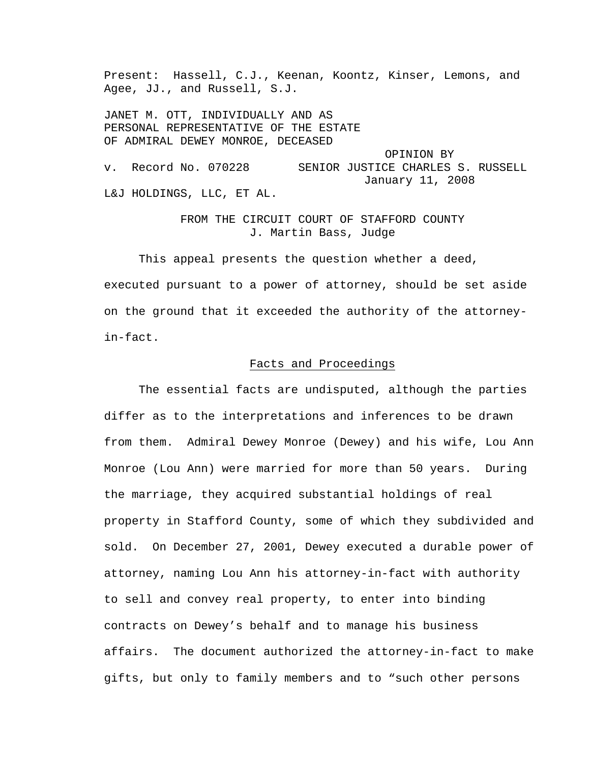Present: Hassell, C.J., Keenan, Koontz, Kinser, Lemons, and Agee, JJ., and Russell, S.J.

JANET M. OTT, INDIVIDUALLY AND AS PERSONAL REPRESENTATIVE OF THE ESTATE OF ADMIRAL DEWEY MONROE, DECEASED

v. Record No. 070228

OPINION BY SENIOR JUSTICE CHARLES S. RUSSELL
January 11, 2008

L&J HOLDINGS, LLC, ET AL.

FROM THE CIRCUIT COURT OF STAFFORD COUNTY
J. Martin Bass, Judge

This appeal presents the question whether a deed, executed pursuant to a power of attorney, should be set aside on the ground that it exceeded the authority of the attorney-in-fact.

## Facts and Proceedings

The essential facts are undisputed, although the parties differ as to the interpretations and inferences to be drawn from them. Admiral Dewey Monroe (Dewey) and his wife, Lou Ann Monroe (Lou Ann) were married for more than 50 years. During the marriage, they acquired substantial holdings of real property in Stafford County, some of which they subdivided and sold. On December 27, 2001, Dewey executed a durable power of attorney, naming Lou Ann his attorney-in-fact with authority to sell and convey real property, to enter into binding contracts on Dewey's behalf and to manage his business affairs. The document authorized the attorney-in-fact to make gifts, but only to family members and to "such other persons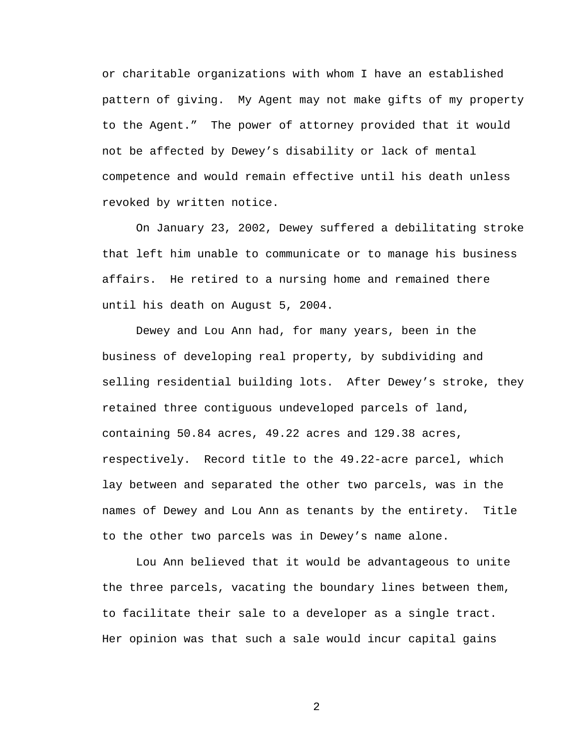or charitable organizations with whom I have an established pattern of giving. My Agent may not make gifts of my property to the Agent." The power of attorney provided that it would not be affected by Dewey's disability or lack of mental competence and would remain effective until his death unless revoked by written notice.

On January 23, 2002, Dewey suffered a debilitating stroke that left him unable to communicate or to manage his business affairs. He retired to a nursing home and remained there until his death on August 5, 2004.

Dewey and Lou Ann had, for many years, been in the business of developing real property, by subdividing and selling residential building lots. After Dewey's stroke, they retained three contiguous undeveloped parcels of land, containing 50.84 acres, 49.22 acres and 129.38 acres, respectively. Record title to the 49.22-acre parcel, which lay between and separated the other two parcels, was in the names of Dewey and Lou Ann as tenants by the entirety. Title to the other two parcels was in Dewey's name alone.

Lou Ann believed that it would be advantageous to unite the three parcels, vacating the boundary lines between them, to facilitate their sale to a developer as a single tract. Her opinion was that such a sale would incur capital gains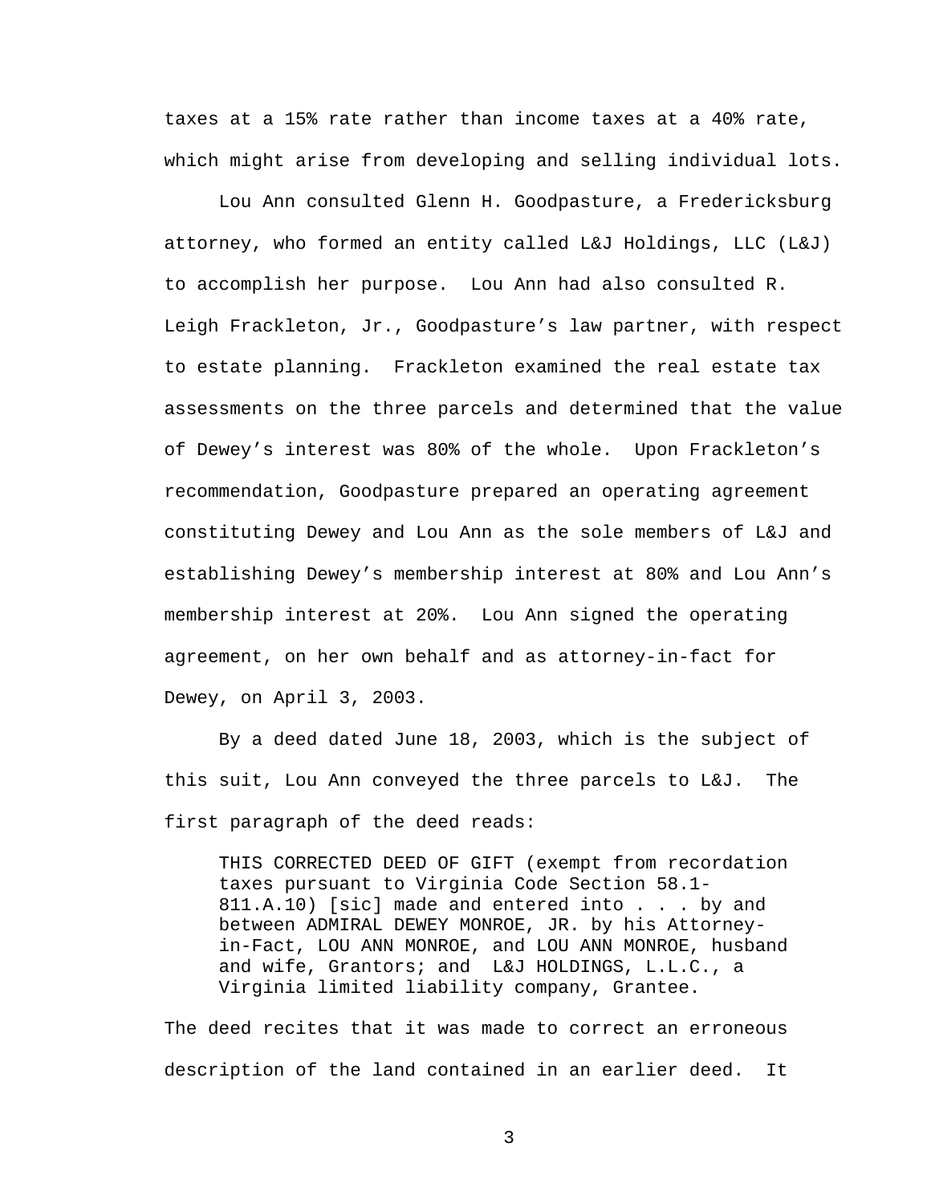taxes at a 15% rate rather than income taxes at a 40% rate, which might arise from developing and selling individual lots.

Lou Ann consulted Glenn H. Goodpasture, a Fredericksburg attorney, who formed an entity called L&J Holdings, LLC (L&J) to accomplish her purpose. Lou Ann had also consulted R. Leigh Frackleton, Jr., Goodpasture's law partner, with respect to estate planning. Frackleton examined the real estate tax assessments on the three parcels and determined that the value of Dewey's interest was 80% of the whole. Upon Frackleton's recommendation, Goodpasture prepared an operating agreement constituting Dewey and Lou Ann as the sole members of L&J and establishing Dewey's membership interest at 80% and Lou Ann's membership interest at 20%. Lou Ann signed the operating agreement, on her own behalf and as attorney-in-fact for Dewey, on April 3, 2003.

By a deed dated June 18, 2003, which is the subject of this suit, Lou Ann conveyed the three parcels to L&J. The first paragraph of the deed reads:

> THIS CORRECTED DEED OF GIFT (exempt from recordation taxes pursuant to Virginia Code Section 58.1-811.A.10) [sic] made and entered into . . . by and between ADMIRAL DEWEY MONROE, JR. by his Attorney-in-Fact, LOU ANN MONROE, and LOU ANN MONROE, husband and wife, Grantors; and L&J HOLDINGS, L.L.C., a Virginia limited liability company, Grantee.

The deed recites that it was made to correct an erroneous description of the land contained in an earlier deed. It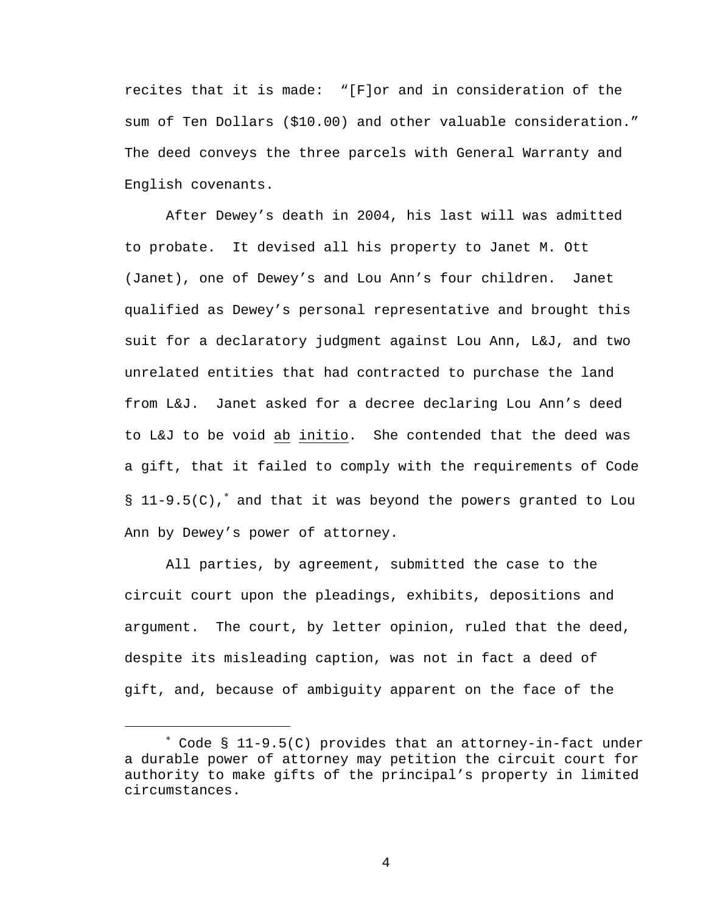recites that it is made: “[F]or and in consideration of the sum of Ten Dollars ($10.00) and other valuable consideration.” The deed conveys the three parcels with General Warranty and English covenants.

After Dewey’s death in 2004, his last will was admitted to probate. It devised all his property to Janet M. Ott (Janet), one of Dewey’s and Lou Ann’s four children. Janet qualified as Dewey’s personal representative and brought this suit for a declaratory judgment against Lou Ann, L&J, and two unrelated entities that had contracted to purchase the land from L&J. Janet asked for a decree declaring Lou Ann’s deed to L&J to be void <u>ab</u> <u>initio</u>. She contended that the deed was a gift, that it failed to comply with the requirements of Code § 11-9.5(C),[*] and that it was beyond the powers granted to Lou Ann by Dewey’s power of attorney.

All parties, by agreement, submitted the case to the circuit court upon the pleadings, exhibits, depositions and argument. The court, by letter opinion, ruled that the deed, despite its misleading caption, was not in fact a deed of gift, and, because of ambiguity apparent on the face of the

---

[*] Code § 11-9.5(C) provides that an attorney-in-fact under a durable power of attorney may petition the circuit court for authority to make gifts of the principal’s property in limited circumstances.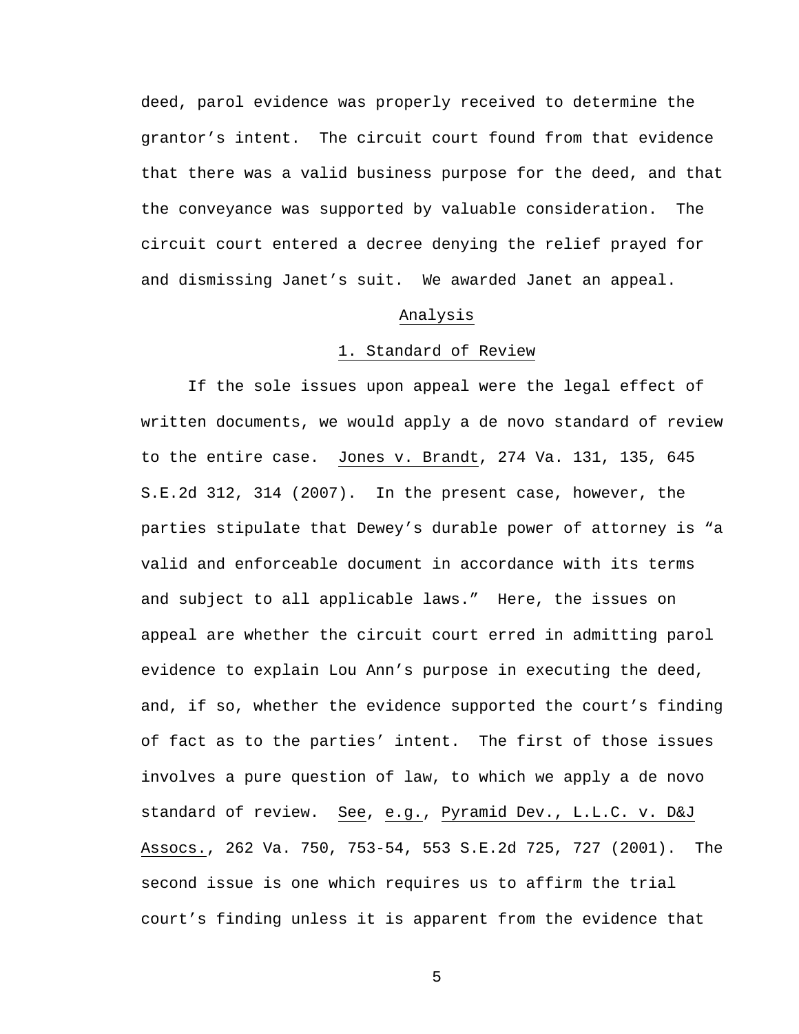deed, parol evidence was properly received to determine the grantor's intent. The circuit court found from that evidence that there was a valid business purpose for the deed, and that the conveyance was supported by valuable consideration. The circuit court entered a decree denying the relief prayed for and dismissing Janet's suit. We awarded Janet an appeal.

## Analysis

### 1. Standard of Review

If the sole issues upon appeal were the legal effect of written documents, we would apply a de novo standard of review to the entire case. Jones v. Brandt, 274 Va. 131, 135, 645 S.E.2d 312, 314 (2007). In the present case, however, the parties stipulate that Dewey's durable power of attorney is "a valid and enforceable document in accordance with its terms and subject to all applicable laws." Here, the issues on appeal are whether the circuit court erred in admitting parol evidence to explain Lou Ann's purpose in executing the deed, and, if so, whether the evidence supported the court's finding of fact as to the parties' intent. The first of those issues involves a pure question of law, to which we apply a de novo standard of review. See, e.g., Pyramid Dev., L.L.C. v. D&J Assocs., 262 Va. 750, 753-54, 553 S.E.2d 725, 727 (2001). The second issue is one which requires us to affirm the trial court's finding unless it is apparent from the evidence that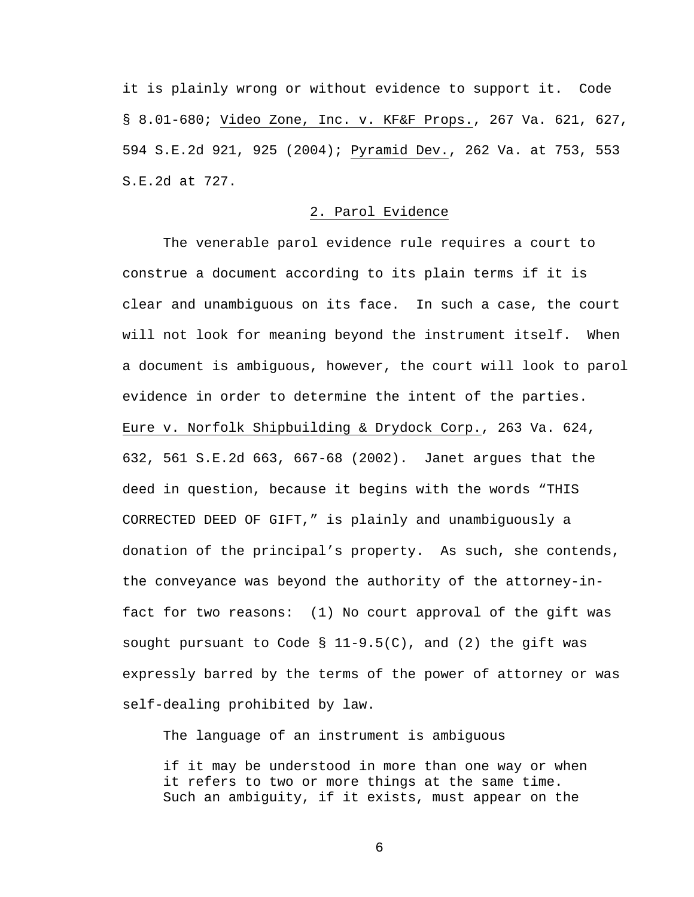it is plainly wrong or without evidence to support it. Code § 8.01-680; Video Zone, Inc. v. KF&F Props., 267 Va. 621, 627, 594 S.E.2d 921, 925 (2004); Pyramid Dev., 262 Va. at 753, 553 S.E.2d at 727.

### 2. Parol Evidence

The venerable parol evidence rule requires a court to construe a document according to its plain terms if it is clear and unambiguous on its face. In such a case, the court will not look for meaning beyond the instrument itself. When a document is ambiguous, however, the court will look to parol evidence in order to determine the intent of the parties. Eure v. Norfolk Shipbuilding & Drydock Corp., 263 Va. 624, 632, 561 S.E.2d 663, 667-68 (2002). Janet argues that the deed in question, because it begins with the words "THIS CORRECTED DEED OF GIFT," is plainly and unambiguously a donation of the principal's property. As such, she contends, the conveyance was beyond the authority of the attorney-in-fact for two reasons: (1) No court approval of the gift was sought pursuant to Code § 11-9.5(C), and (2) the gift was expressly barred by the terms of the power of attorney or was self-dealing prohibited by law.

The language of an instrument is ambiguous

> if it may be understood in more than one way or when it refers to two or more things at the same time. Such an ambiguity, if it exists, must appear on the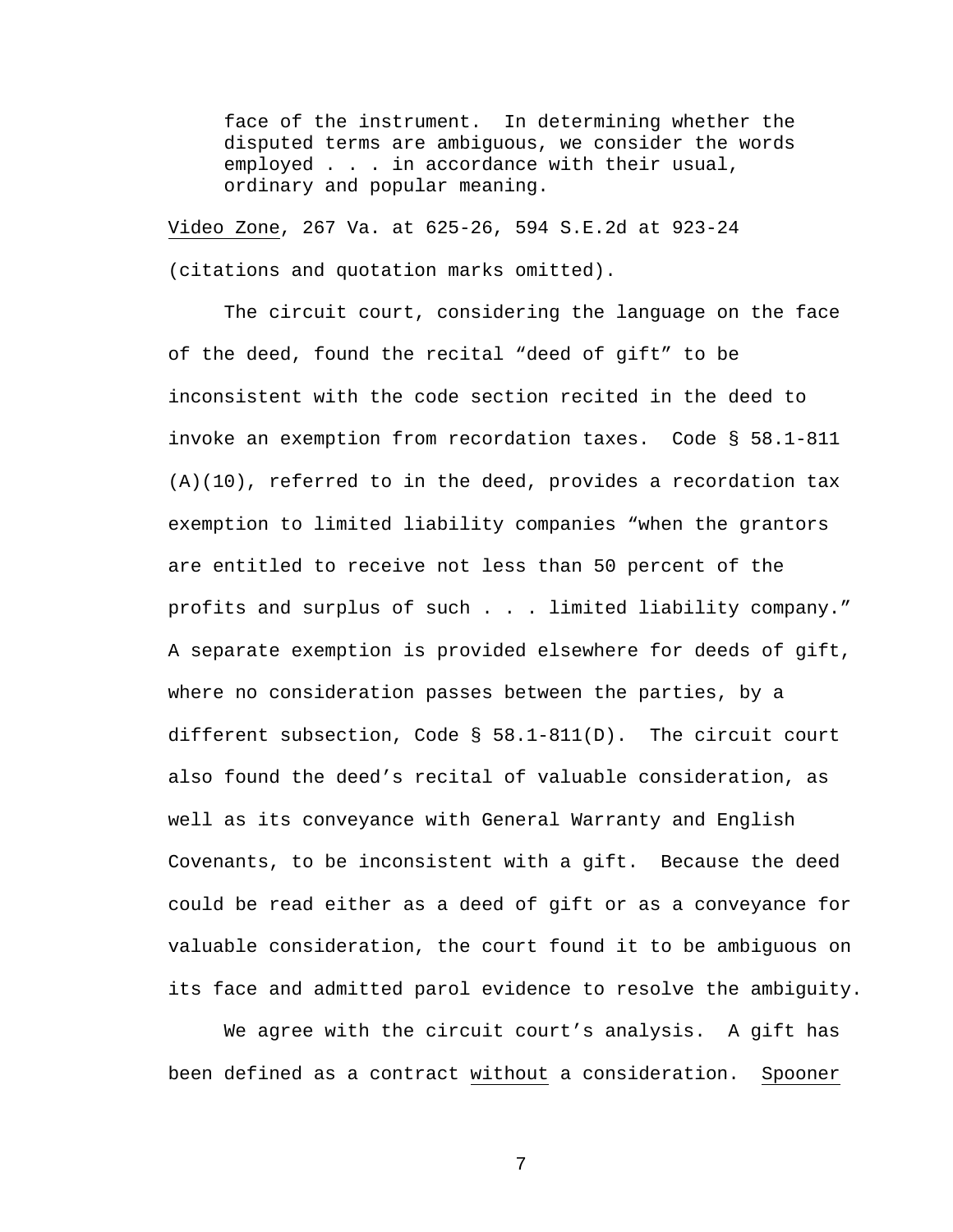> face of the instrument. In determining whether the disputed terms are ambiguous, we consider the words employed . . . in accordance with their usual, ordinary and popular meaning.

Video Zone, 267 Va. at 625-26, 594 S.E.2d at 923-24 (citations and quotation marks omitted).

The circuit court, considering the language on the face of the deed, found the recital "deed of gift" to be inconsistent with the code section recited in the deed to invoke an exemption from recordation taxes. Code § 58.1-811 (A)(10), referred to in the deed, provides a recordation tax exemption to limited liability companies "when the grantors are entitled to receive not less than 50 percent of the profits and surplus of such . . . limited liability company." A separate exemption is provided elsewhere for deeds of gift, where no consideration passes between the parties, by a different subsection, Code § 58.1-811(D). The circuit court also found the deed's recital of valuable consideration, as well as its conveyance with General Warranty and English Covenants, to be inconsistent with a gift. Because the deed could be read either as a deed of gift or as a conveyance for valuable consideration, the court found it to be ambiguous on its face and admitted parol evidence to resolve the ambiguity.

We agree with the circuit court's analysis. A gift has been defined as a contract without a consideration. Spooner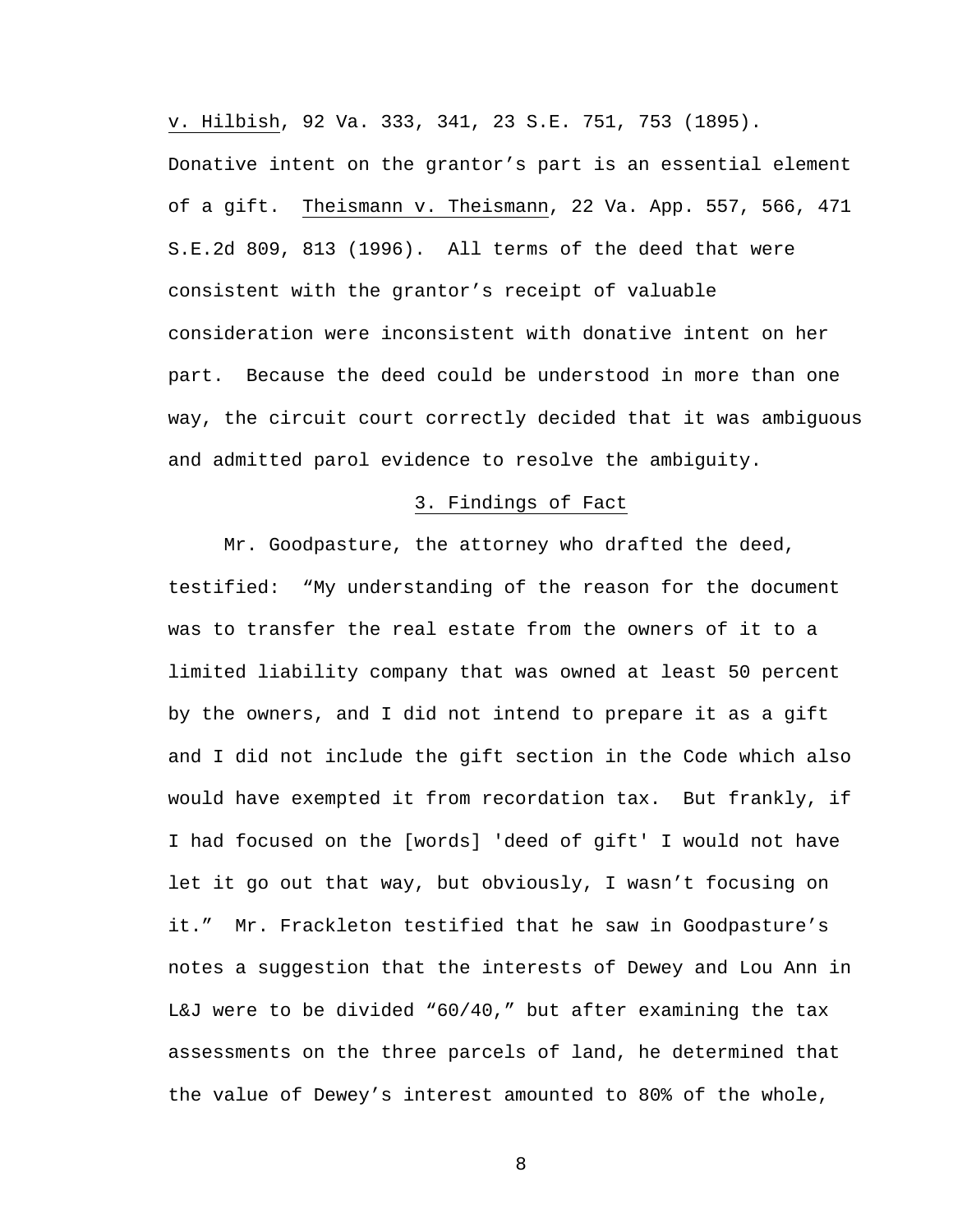v. Hilbish, 92 Va. 333, 341, 23 S.E. 751, 753 (1895). Donative intent on the grantor's part is an essential element of a gift. Theismann v. Theismann, 22 Va. App. 557, 566, 471 S.E.2d 809, 813 (1996). All terms of the deed that were consistent with the grantor's receipt of valuable consideration were inconsistent with donative intent on her part. Because the deed could be understood in more than one way, the circuit court correctly decided that it was ambiguous and admitted parol evidence to resolve the ambiguity.

### 3. Findings of Fact

Mr. Goodpasture, the attorney who drafted the deed, testified: "My understanding of the reason for the document was to transfer the real estate from the owners of it to a limited liability company that was owned at least 50 percent by the owners, and I did not intend to prepare it as a gift and I did not include the gift section in the Code which also would have exempted it from recordation tax. But frankly, if I had focused on the [words] 'deed of gift' I would not have let it go out that way, but obviously, I wasn't focusing on it." Mr. Frackleton testified that he saw in Goodpasture's notes a suggestion that the interests of Dewey and Lou Ann in L&J were to be divided "60/40," but after examining the tax assessments on the three parcels of land, he determined that the value of Dewey's interest amounted to 80% of the whole,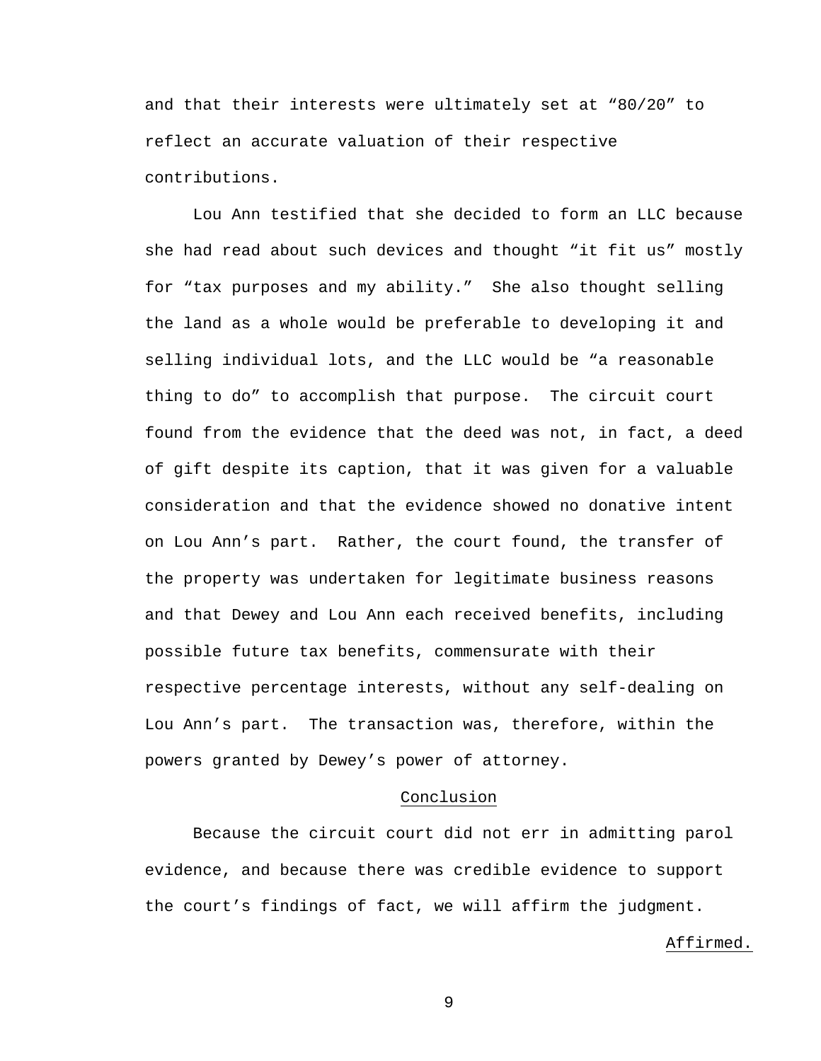and that their interests were ultimately set at “80/20” to reflect an accurate valuation of their respective contributions.

Lou Ann testified that she decided to form an LLC because she had read about such devices and thought “it fit us” mostly for “tax purposes and my ability.” She also thought selling the land as a whole would be preferable to developing it and selling individual lots, and the LLC would be “a reasonable thing to do” to accomplish that purpose. The circuit court found from the evidence that the deed was not, in fact, a deed of gift despite its caption, that it was given for a valuable consideration and that the evidence showed no donative intent on Lou Ann’s part. Rather, the court found, the transfer of the property was undertaken for legitimate business reasons and that Dewey and Lou Ann each received benefits, including possible future tax benefits, commensurate with their respective percentage interests, without any self-dealing on Lou Ann’s part. The transaction was, therefore, within the powers granted by Dewey’s power of attorney.

## Conclusion

Because the circuit court did not err in admitting parol evidence, and because there was credible evidence to support the court’s findings of fact, we will affirm the judgment.

Affirmed.